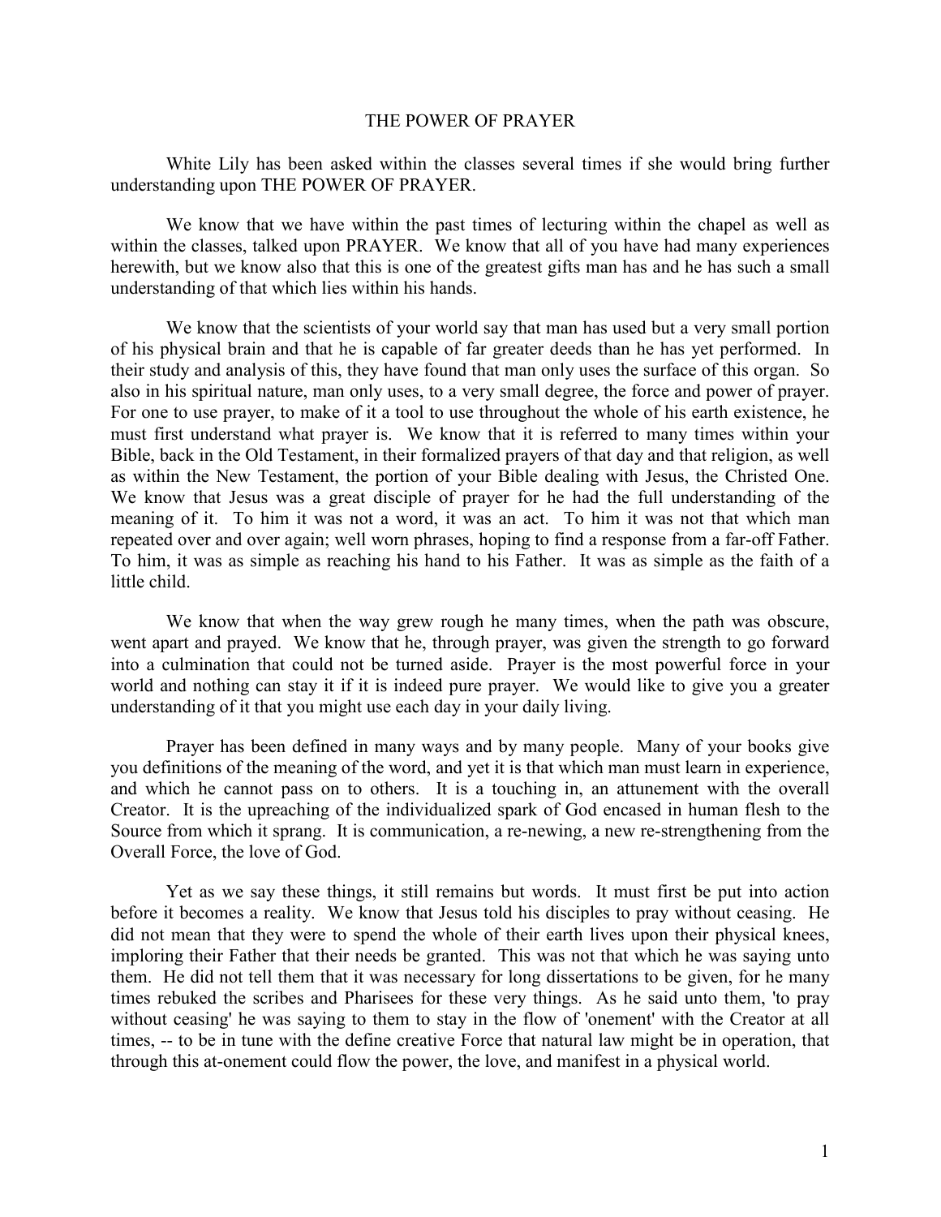# THE POWER OF PRAYER

White Lily has been asked within the classes several times if she would bring further understanding upon THE POWER OF PRAYER.

We know that we have within the past times of lecturing within the chapel as well as within the classes, talked upon PRAYER. We know that all of you have had many experiences herewith, but we know also that this is one of the greatest gifts man has and he has such a small understanding of that which lies within his hands.

We know that the scientists of your world say that man has used but a very small portion of his physical brain and that he is capable of far greater deeds than he has yet performed. In their study and analysis of this, they have found that man only uses the surface of this organ. So also in his spiritual nature, man only uses, to a very small degree, the force and power of prayer. For one to use prayer, to make of it a tool to use throughout the whole of his earth existence, he must first understand what prayer is. We know that it is referred to many times within your Bible, back in the Old Testament, in their formalized prayers of that day and that religion, as well as within the New Testament, the portion of your Bible dealing with Jesus, the Christed One. We know that Jesus was a great disciple of prayer for he had the full understanding of the meaning of it. To him it was not a word, it was an act. To him it was not that which man repeated over and over again; well worn phrases, hoping to find a response from a far-off Father. To him, it was as simple as reaching his hand to his Father. It was as simple as the faith of a little child.

We know that when the way grew rough he many times, when the path was obscure, went apart and prayed. We know that he, through prayer, was given the strength to go forward into a culmination that could not be turned aside. Prayer is the most powerful force in your world and nothing can stay it if it is indeed pure prayer. We would like to give you a greater understanding of it that you might use each day in your daily living.

Prayer has been defined in many ways and by many people. Many of your books give you definitions of the meaning of the word, and yet it is that which man must learn in experience, and which he cannot pass on to others. It is a touching in, an attunement with the overall Creator. It is the upreaching of the individualized spark of God encased in human flesh to the Source from which it sprang. It is communication, a re-newing, a new re-strengthening from the Overall Force, the love of God.

Yet as we say these things, it still remains but words. It must first be put into action before it becomes a reality. We know that Jesus told his disciples to pray without ceasing. He did not mean that they were to spend the whole of their earth lives upon their physical knees, imploring their Father that their needs be granted. This was not that which he was saying unto them. He did not tell them that it was necessary for long dissertations to be given, for he many times rebuked the scribes and Pharisees for these very things. As he said unto them, 'to pray without ceasing' he was saying to them to stay in the flow of 'onement' with the Creator at all times, -- to be in tune with the define creative Force that natural law might be in operation, that through this at-onement could flow the power, the love, and manifest in a physical world.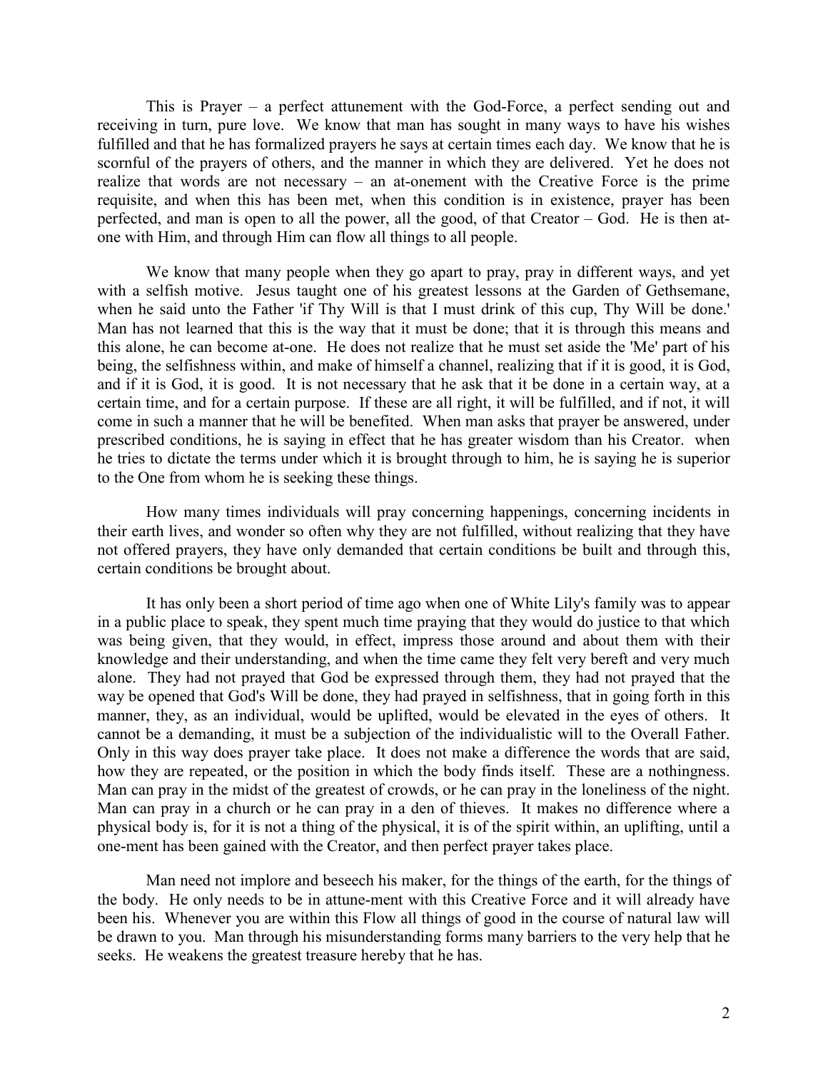This is Prayer – a perfect attunement with the God-Force, a perfect sending out and receiving in turn, pure love. We know that man has sought in many ways to have his wishes fulfilled and that he has formalized prayers he says at certain times each day. We know that he is scornful of the prayers of others, and the manner in which they are delivered. Yet he does not realize that words are not necessary – an at-onement with the Creative Force is the prime requisite, and when this has been met, when this condition is in existence, prayer has been perfected, and man is open to all the power, all the good, of that Creator – God. He is then at-one with Him, and through Him can flow all things to all people.

We know that many people when they go apart to pray, pray in different ways, and yet with a selfish motive. Jesus taught one of his greatest lessons at the Garden of Gethsemane, when he said unto the Father 'if Thy Will is that I must drink of this cup, Thy Will be done.' Man has not learned that this is the way that it must be done; that it is through this means and this alone, he can become at-one. He does not realize that he must set aside the 'Me' part of his being, the selfishness within, and make of himself a channel, realizing that if it is good, it is God, and if it is God, it is good. It is not necessary that he ask that it be done in a certain way, at a certain time, and for a certain purpose. If these are all right, it will be fulfilled, and if not, it will come in such a manner that he will be benefited. When man asks that prayer be answered, under prescribed conditions, he is saying in effect that he has greater wisdom than his Creator. when he tries to dictate the terms under which it is brought through to him, he is saying he is superior to the One from whom he is seeking these things.

How many times individuals will pray concerning happenings, concerning incidents in their earth lives, and wonder so often why they are not fulfilled, without realizing that they have not offered prayers, they have only demanded that certain conditions be built and through this, certain conditions be brought about.

It has only been a short period of time ago when one of White Lily's family was to appear in a public place to speak, they spent much time praying that they would do justice to that which was being given, that they would, in effect, impress those around and about them with their knowledge and their understanding, and when the time came they felt very bereft and very much alone. They had not prayed that God be expressed through them, they had not prayed that the way be opened that God's Will be done, they had prayed in selfishness, that in going forth in this manner, they, as an individual, would be uplifted, would be elevated in the eyes of others. It cannot be a demanding, it must be a subjection of the individualistic will to the Overall Father. Only in this way does prayer take place. It does not make a difference the words that are said, how they are repeated, or the position in which the body finds itself. These are a nothingness. Man can pray in the midst of the greatest of crowds, or he can pray in the loneliness of the night. Man can pray in a church or he can pray in a den of thieves. It makes no difference where a physical body is, for it is not a thing of the physical, it is of the spirit within, an uplifting, until a one-ment has been gained with the Creator, and then perfect prayer takes place.

Man need not implore and beseech his maker, for the things of the earth, for the things of the body. He only needs to be in attune-ment with this Creative Force and it will already have been his. Whenever you are within this Flow all things of good in the course of natural law will be drawn to you. Man through his misunderstanding forms many barriers to the very help that he seeks. He weakens the greatest treasure hereby that he has.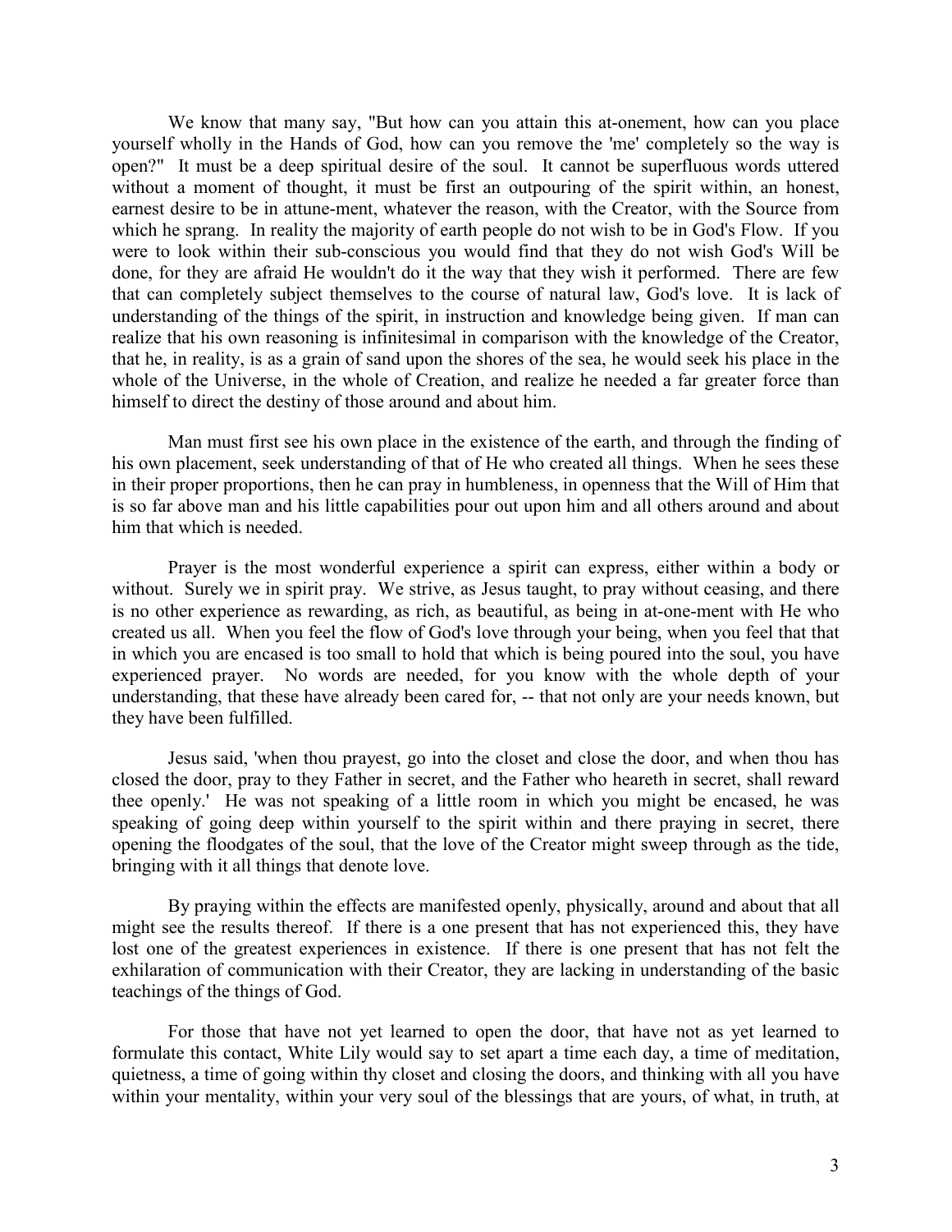We know that many say, "But how can you attain this at-onement, how can you place yourself wholly in the Hands of God, how can you remove the 'me' completely so the way is open?" It must be a deep spiritual desire of the soul. It cannot be superfluous words uttered without a moment of thought, it must be first an outpouring of the spirit within, an honest, earnest desire to be in attune-ment, whatever the reason, with the Creator, with the Source from which he sprang. In reality the majority of earth people do not wish to be in God's Flow. If you were to look within their sub-conscious you would find that they do not wish God's Will be done, for they are afraid He wouldn't do it the way that they wish it performed. There are few that can completely subject themselves to the course of natural law, God's love. It is lack of understanding of the things of the spirit, in instruction and knowledge being given. If man can realize that his own reasoning is infinitesimal in comparison with the knowledge of the Creator, that he, in reality, is as a grain of sand upon the shores of the sea, he would seek his place in the whole of the Universe, in the whole of Creation, and realize he needed a far greater force than himself to direct the destiny of those around and about him.

Man must first see his own place in the existence of the earth, and through the finding of his own placement, seek understanding of that of He who created all things. When he sees these in their proper proportions, then he can pray in humbleness, in openness that the Will of Him that is so far above man and his little capabilities pour out upon him and all others around and about him that which is needed.

Prayer is the most wonderful experience a spirit can express, either within a body or without. Surely we in spirit pray. We strive, as Jesus taught, to pray without ceasing, and there is no other experience as rewarding, as rich, as beautiful, as being in at-one-ment with He who created us all. When you feel the flow of God's love through your being, when you feel that that in which you are encased is too small to hold that which is being poured into the soul, you have experienced prayer. No words are needed, for you know with the whole depth of your understanding, that these have already been cared for, -- that not only are your needs known, but they have been fulfilled.

Jesus said, 'when thou prayest, go into the closet and close the door, and when thou has closed the door, pray to they Father in secret, and the Father who heareth in secret, shall reward thee openly.' He was not speaking of a little room in which you might be encased, he was speaking of going deep within yourself to the spirit within and there praying in secret, there opening the floodgates of the soul, that the love of the Creator might sweep through as the tide, bringing with it all things that denote love.

By praying within the effects are manifested openly, physically, around and about that all might see the results thereof. If there is a one present that has not experienced this, they have lost one of the greatest experiences in existence. If there is one present that has not felt the exhilaration of communication with their Creator, they are lacking in understanding of the basic teachings of the things of God.

For those that have not yet learned to open the door, that have not as yet learned to formulate this contact, White Lily would say to set apart a time each day, a time of meditation, quietness, a time of going within thy closet and closing the doors, and thinking with all you have within your mentality, within your very soul of the blessings that are yours, of what, in truth, at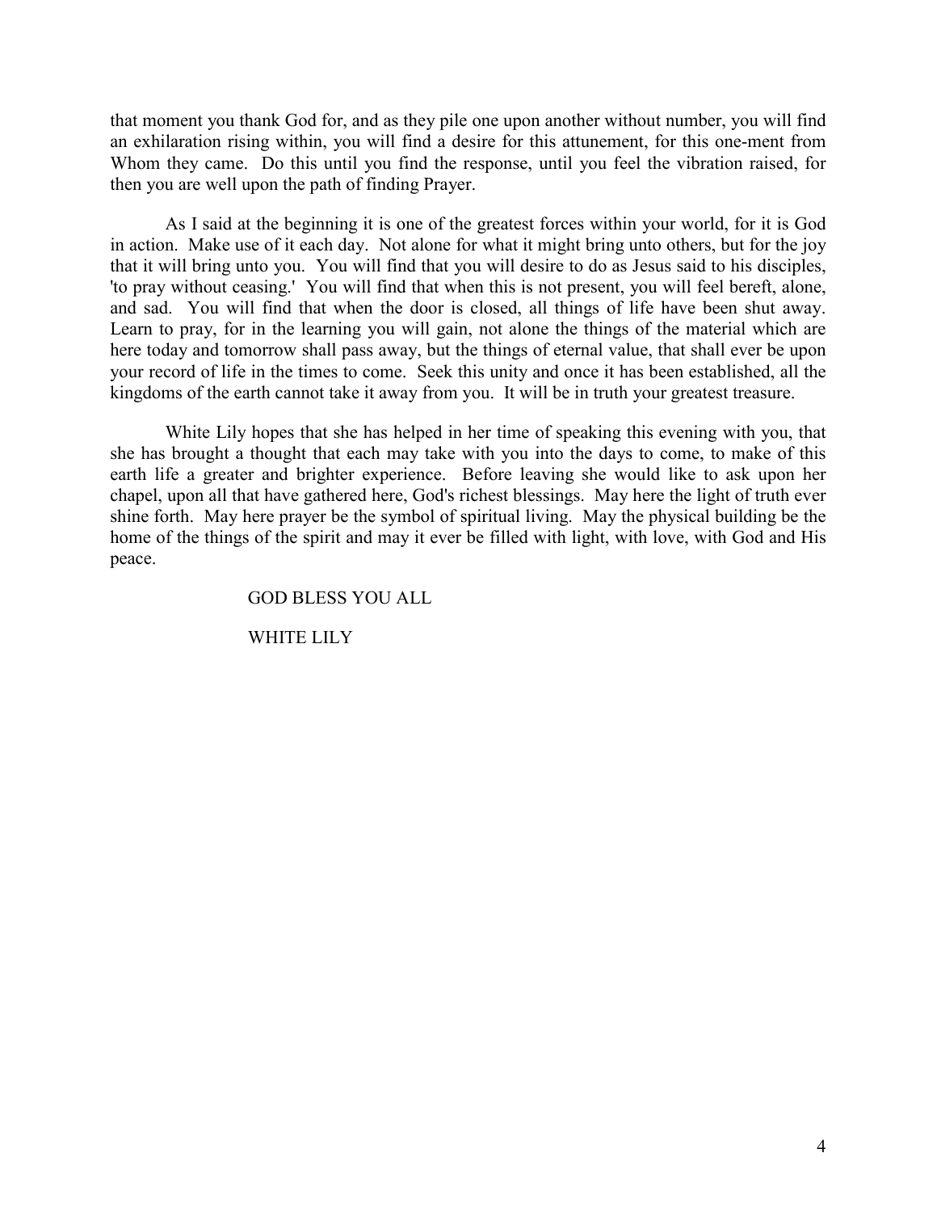that moment you thank God for, and as they pile one upon another without number, you will find an exhilaration rising within, you will find a desire for this attunement, for this one-ment from Whom they came. Do this until you find the response, until you feel the vibration raised, for then you are well upon the path of finding Prayer.

As I said at the beginning it is one of the greatest forces within your world, for it is God in action. Make use of it each day. Not alone for what it might bring unto others, but for the joy that it will bring unto you. You will find that you will desire to do as Jesus said to his disciples, 'to pray without ceasing.' You will find that when this is not present, you will feel bereft, alone, and sad. You will find that when the door is closed, all things of life have been shut away. Learn to pray, for in the learning you will gain, not alone the things of the material which are here today and tomorrow shall pass away, but the things of eternal value, that shall ever be upon your record of life in the times to come. Seek this unity and once it has been established, all the kingdoms of the earth cannot take it away from you. It will be in truth your greatest treasure.

White Lily hopes that she has helped in her time of speaking this evening with you, that she has brought a thought that each may take with you into the days to come, to make of this earth life a greater and brighter experience. Before leaving she would like to ask upon her chapel, upon all that have gathered here, God's richest blessings. May here the light of truth ever shine forth. May here prayer be the symbol of spiritual living. May the physical building be the home of the things of the spirit and may it ever be filled with light, with love, with God and His peace.

GOD BLESS YOU ALL

WHITE LILY